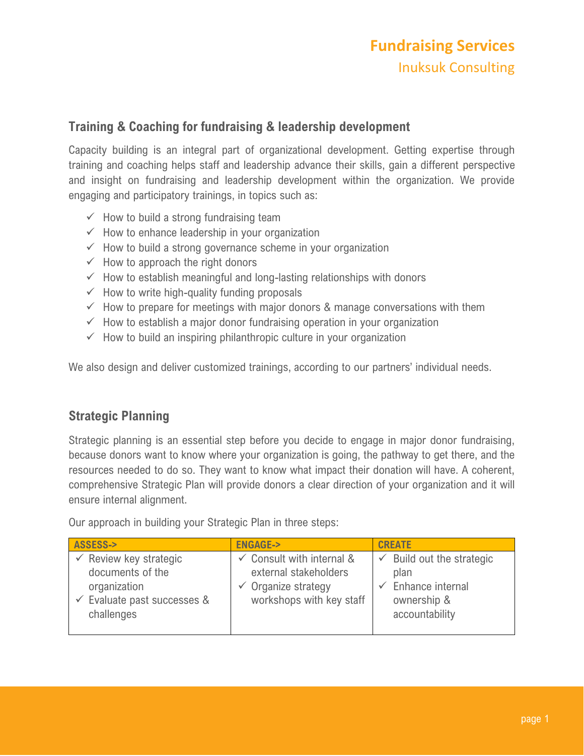# Fundraising Services

Inuksuk Consulting

## Training & Coaching for fundraising & leadership development

Capacity building is an integral part of organizational development. Getting expertise through training and coaching helps staff and leadership advance their skills, gain a different perspective and insight on fundraising and leadership development within the organization. We provide engaging and participatory trainings, in topics such as:

- ✓ How to build a strong fundraising team
- ✓ How to enhance leadership in your organization
- ✓ How to build a strong governance scheme in your organization
- ✓ How to approach the right donors
- ✓ How to establish meaningful and long-lasting relationships with donors
- ✓ How to write high-quality funding proposals
- ✓ How to prepare for meetings with major donors & manage conversations with them
- ✓ How to establish a major donor fundraising operation in your organization
- ✓ How to build an inspiring philanthropic culture in your organization

We also design and deliver customized trainings, according to our partners' individual needs.

## Strategic Planning

Strategic planning is an essential step before you decide to engage in major donor fundraising, because donors want to know where your organization is going, the pathway to get there, and the resources needed to do so. They want to know what impact their donation will have. A coherent, comprehensive Strategic Plan will provide donors a clear direction of your organization and it will ensure internal alignment.

Our approach in building your Strategic Plan in three steps:

| ASSESS-> | ENGAGE-> | CREATE |
|---|---|---|
| ✓ Review key strategic documents of the organization<br>✓ Evaluate past successes & challenges | ✓ Consult with internal & external stakeholders<br>✓ Organize strategy workshops with key staff | ✓ Build out the strategic plan<br>✓ Enhance internal ownership & accountability |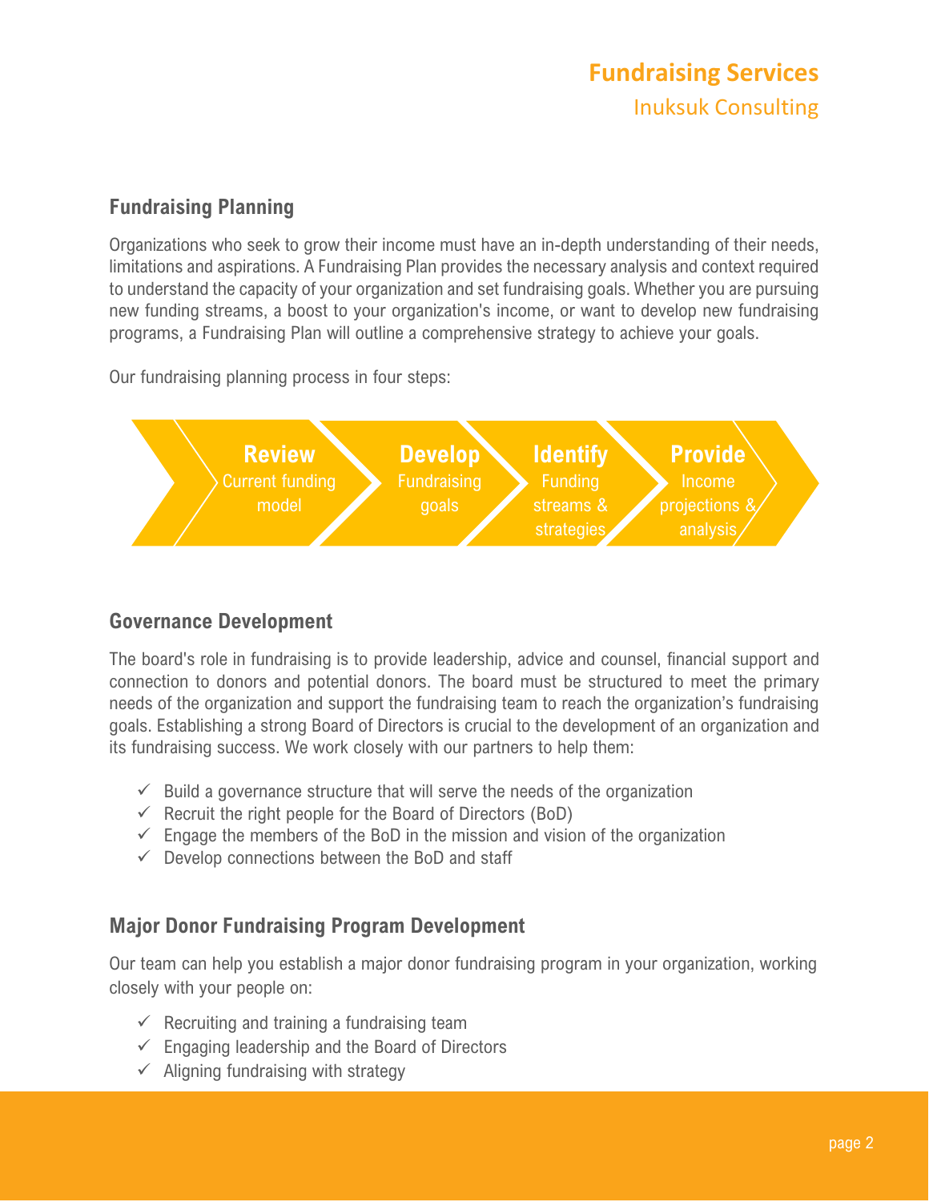## Fundraising Planning

Organizations who seek to grow their income must have an in-depth understanding of their needs, limitations and aspirations. A Fundraising Plan provides the necessary analysis and context required to understand the capacity of your organization and set fundraising goals. Whether you are pursuing new funding streams, a boost to your organization's income, or want to develop new fundraising programs, a Fundraising Plan will outline a comprehensive strategy to achieve your goals.

Our fundraising planning process in four steps:

1. **Review** Current funding model
2. **Develop** Fundraising goals
3. **Identify** Funding streams & strategies
4. **Provide** Income projections & analysis

## Governance Development

The board's role in fundraising is to provide leadership, advice and counsel, financial support and connection to donors and potential donors. The board must be structured to meet the primary needs of the organization and support the fundraising team to reach the organization's fundraising goals. Establishing a strong Board of Directors is crucial to the development of an organization and its fundraising success. We work closely with our partners to help them:

- ✓ Build a governance structure that will serve the needs of the organization
- ✓ Recruit the right people for the Board of Directors (BoD)
- ✓ Engage the members of the BoD in the mission and vision of the organization
- ✓ Develop connections between the BoD and staff

## Major Donor Fundraising Program Development

Our team can help you establish a major donor fundraising program in your organization, working closely with your people on:

- ✓ Recruiting and training a fundraising team
- ✓ Engaging leadership and the Board of Directors
- ✓ Aligning fundraising with strategy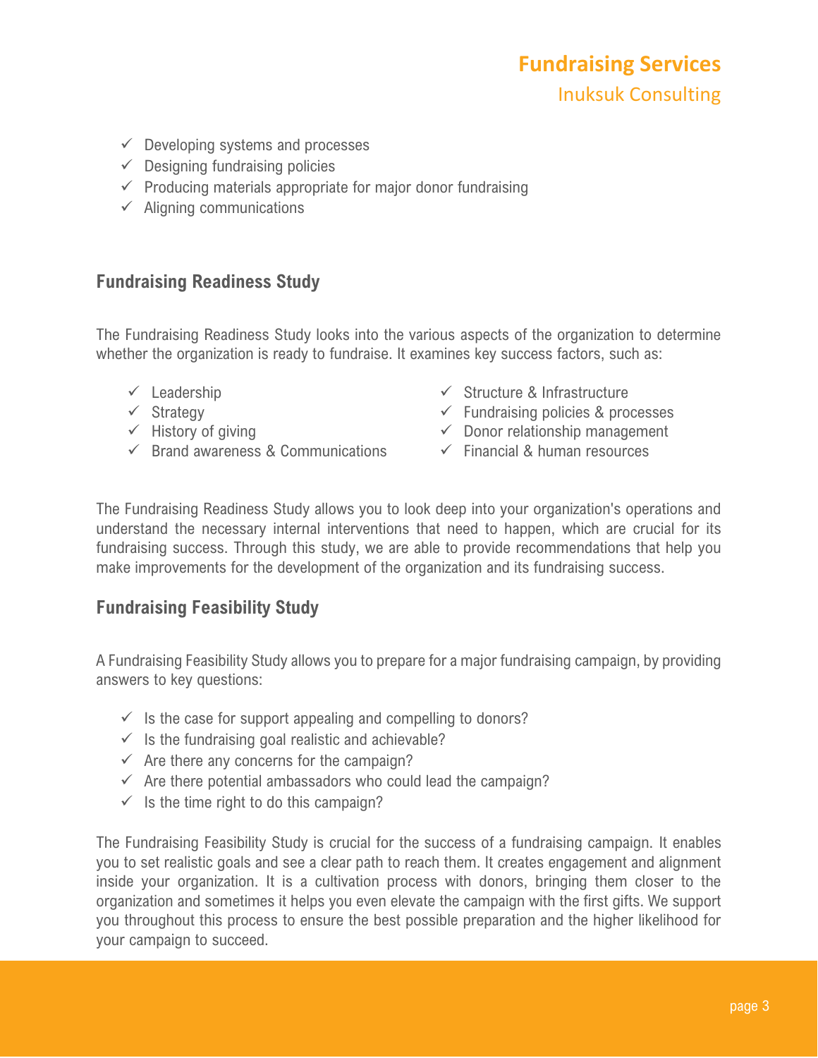- ✓ Developing systems and processes
- ✓ Designing fundraising policies
- ✓ Producing materials appropriate for major donor fundraising
- ✓ Aligning communications

## Fundraising Readiness Study

The Fundraising Readiness Study looks into the various aspects of the organization to determine whether the organization is ready to fundraise. It examines key success factors, such as:

- ✓ Leadership
- ✓ Strategy
- ✓ History of giving
- ✓ Brand awareness & Communications
- ✓ Structure & Infrastructure
- ✓ Fundraising policies & processes
- ✓ Donor relationship management
- ✓ Financial & human resources

The Fundraising Readiness Study allows you to look deep into your organization's operations and understand the necessary internal interventions that need to happen, which are crucial for its fundraising success. Through this study, we are able to provide recommendations that help you make improvements for the development of the organization and its fundraising success.

## Fundraising Feasibility Study

A Fundraising Feasibility Study allows you to prepare for a major fundraising campaign, by providing answers to key questions:

- ✓ Is the case for support appealing and compelling to donors?
- ✓ Is the fundraising goal realistic and achievable?
- ✓ Are there any concerns for the campaign?
- ✓ Are there potential ambassadors who could lead the campaign?
- ✓ Is the time right to do this campaign?

The Fundraising Feasibility Study is crucial for the success of a fundraising campaign. It enables you to set realistic goals and see a clear path to reach them. It creates engagement and alignment inside your organization. It is a cultivation process with donors, bringing them closer to the organization and sometimes it helps you even elevate the campaign with the first gifts. We support you throughout this process to ensure the best possible preparation and the higher likelihood for your campaign to succeed.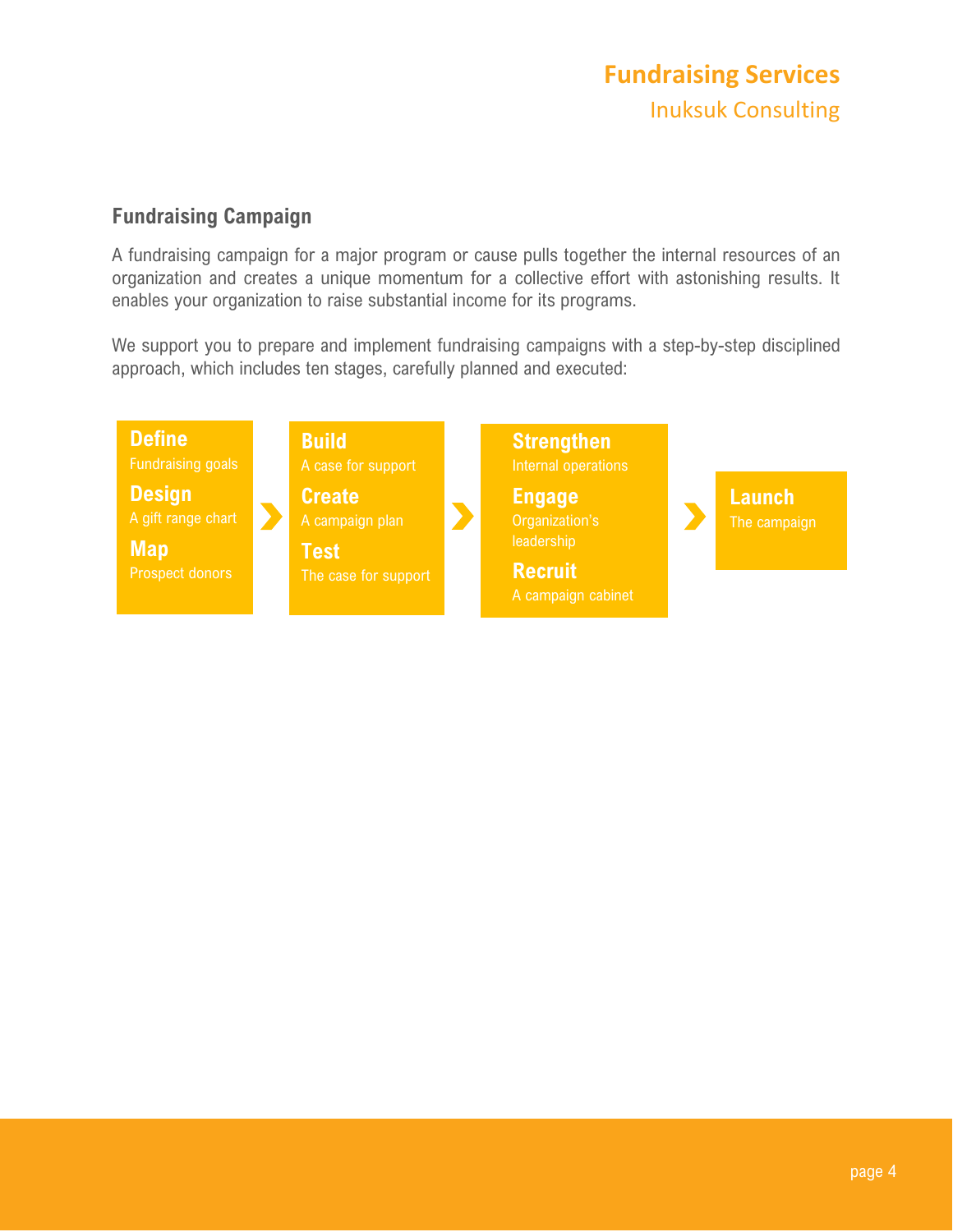## Fundraising Campaign

A fundraising campaign for a major program or cause pulls together the internal resources of an organization and creates a unique momentum for a collective effort with astonishing results. It enables your organization to raise substantial income for its programs.

We support you to prepare and implement fundraising campaigns with a step-by-step disciplined approach, which includes ten stages, carefully planned and executed:

**Define**
Fundraising goals

**Design**
A gift range chart

**Map**
Prospect donors

**Build**
A case for support

**Create**
A campaign plan

**Test**
The case for support

**Strengthen**
Internal operations

**Engage**
Organization's leadership

**Recruit**
A campaign cabinet

**Launch**
The campaign